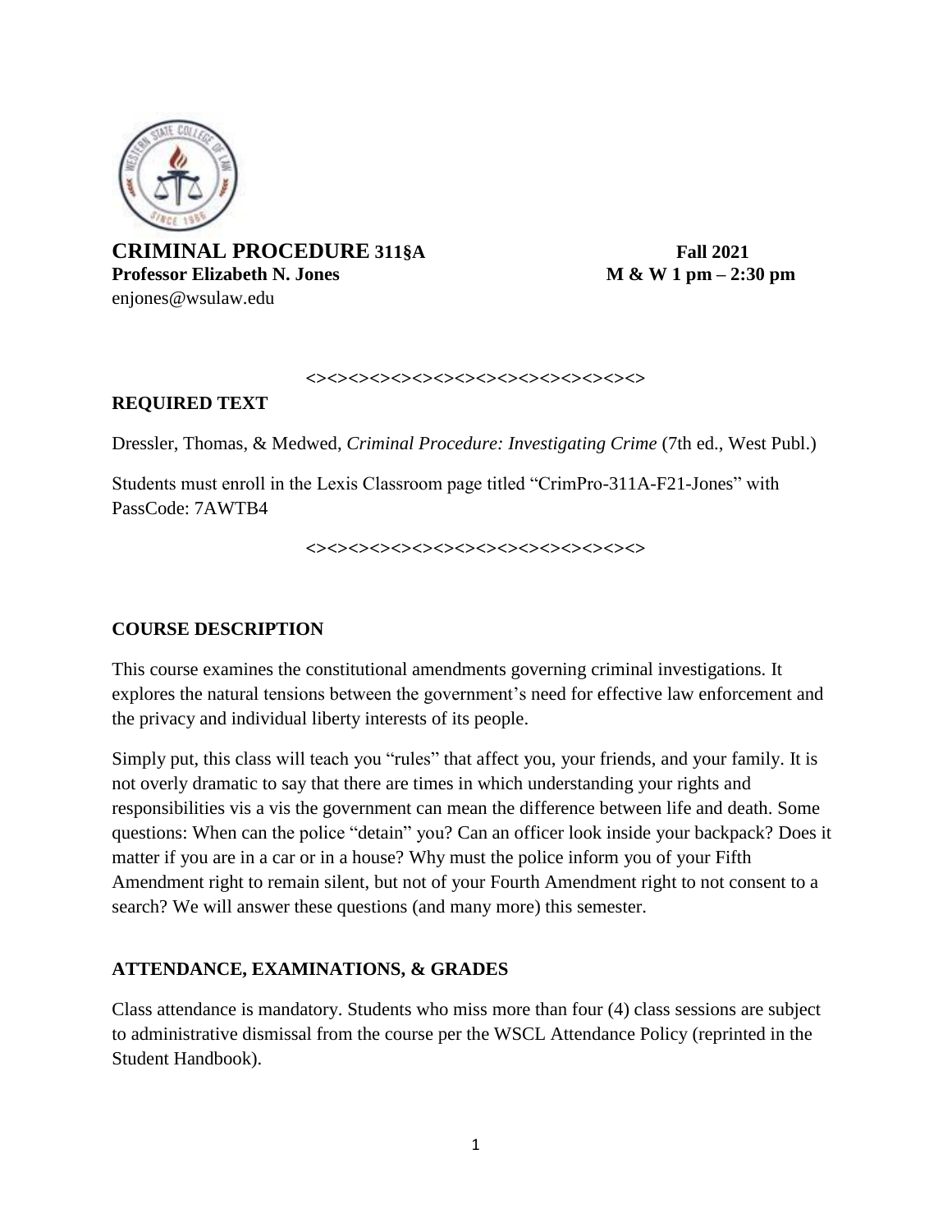**CRIMINAL PROCEDURE 311§A** **Fall 2021**
**Professor Elizabeth N. Jones** **M & W 1 pm – 2:30 pm**
enjones@wsulaw.edu

<><><><><><><><><><><><><><><><><><>

## REQUIRED TEXT

Dressler, Thomas, & Medwed, *Criminal Procedure: Investigating Crime* (7th ed., West Publ.)

Students must enroll in the Lexis Classroom page titled "CrimPro-311A-F21-Jones" with PassCode: 7AWTB4

<><><><><><><><><><><><><><><><><><>

## COURSE DESCRIPTION

This course examines the constitutional amendments governing criminal investigations. It explores the natural tensions between the government's need for effective law enforcement and the privacy and individual liberty interests of its people.

Simply put, this class will teach you "rules" that affect you, your friends, and your family. It is not overly dramatic to say that there are times in which understanding your rights and responsibilities vis a vis the government can mean the difference between life and death. Some questions: When can the police "detain" you? Can an officer look inside your backpack? Does it matter if you are in a car or in a house? Why must the police inform you of your Fifth Amendment right to remain silent, but not of your Fourth Amendment right to not consent to a search? We will answer these questions (and many more) this semester.

## ATTENDANCE, EXAMINATIONS, & GRADES

Class attendance is mandatory. Students who miss more than four (4) class sessions are subject to administrative dismissal from the course per the WSCL Attendance Policy (reprinted in the Student Handbook).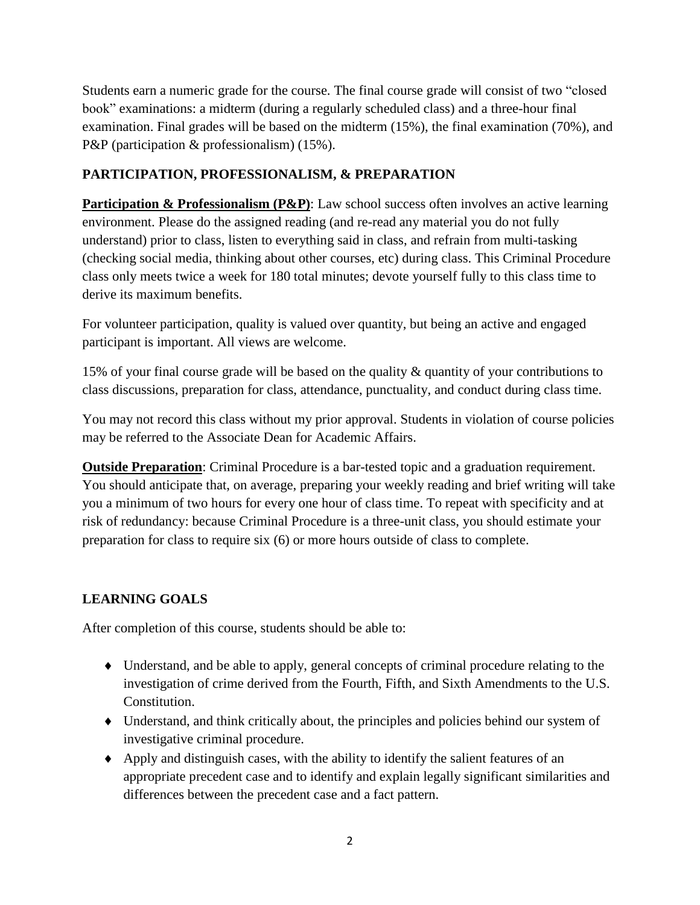Students earn a numeric grade for the course. The final course grade will consist of two "closed book" examinations: a midterm (during a regularly scheduled class) and a three-hour final examination. Final grades will be based on the midterm (15%), the final examination (70%), and P&P (participation & professionalism) (15%).

## PARTICIPATION, PROFESSIONALISM, & PREPARATION

**Participation & Professionalism (P&P)**: Law school success often involves an active learning environment. Please do the assigned reading (and re-read any material you do not fully understand) prior to class, listen to everything said in class, and refrain from multi-tasking (checking social media, thinking about other courses, etc) during class. This Criminal Procedure class only meets twice a week for 180 total minutes; devote yourself fully to this class time to derive its maximum benefits.

For volunteer participation, quality is valued over quantity, but being an active and engaged participant is important. All views are welcome.

15% of your final course grade will be based on the quality & quantity of your contributions to class discussions, preparation for class, attendance, punctuality, and conduct during class time.

You may not record this class without my prior approval. Students in violation of course policies may be referred to the Associate Dean for Academic Affairs.

**Outside Preparation**: Criminal Procedure is a bar-tested topic and a graduation requirement. You should anticipate that, on average, preparing your weekly reading and brief writing will take you a minimum of two hours for every one hour of class time. To repeat with specificity and at risk of redundancy: because Criminal Procedure is a three-unit class, you should estimate your preparation for class to require six (6) or more hours outside of class to complete.

## LEARNING GOALS

After completion of this course, students should be able to:

- Understand, and be able to apply, general concepts of criminal procedure relating to the investigation of crime derived from the Fourth, Fifth, and Sixth Amendments to the U.S. Constitution.
- Understand, and think critically about, the principles and policies behind our system of investigative criminal procedure.
- Apply and distinguish cases, with the ability to identify the salient features of an appropriate precedent case and to identify and explain legally significant similarities and differences between the precedent case and a fact pattern.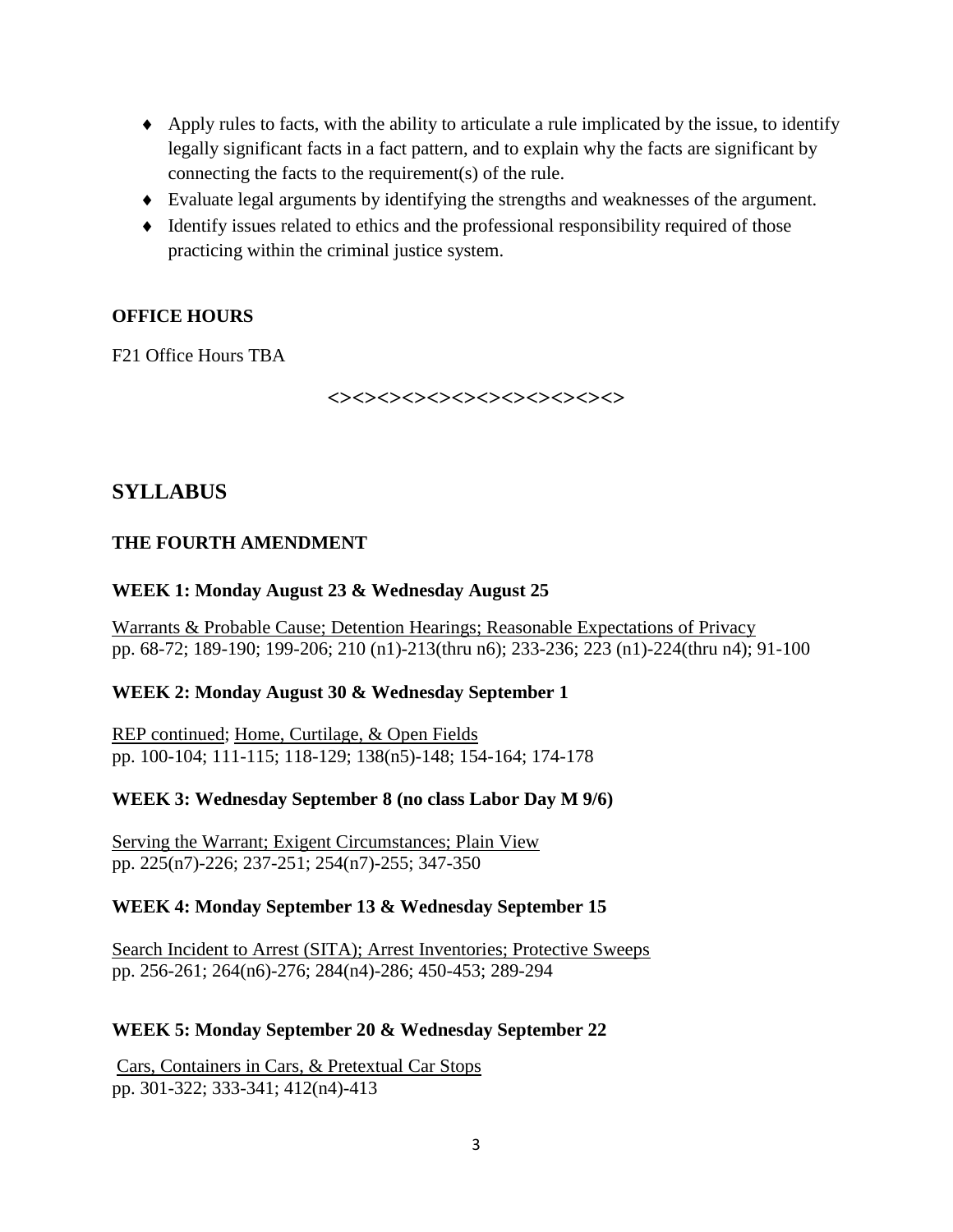- Apply rules to facts, with the ability to articulate a rule implicated by the issue, to identify legally significant facts in a fact pattern, and to explain why the facts are significant by connecting the facts to the requirement(s) of the rule.
- Evaluate legal arguments by identifying the strengths and weaknesses of the argument.
- Identify issues related to ethics and the professional responsibility required of those practicing within the criminal justice system.

**OFFICE HOURS**

F21 Office Hours TBA

<><><><><><><><><><><><><><>

## SYLLABUS

### THE FOURTH AMENDMENT

**WEEK 1: Monday August 23 & Wednesday August 25**

Warrants & Probable Cause; Detention Hearings; Reasonable Expectations of Privacy
pp. 68-72; 189-190; 199-206; 210 (n1)-213(thru n6); 233-236; 223 (n1)-224(thru n4); 91-100

**WEEK 2: Monday August 30 & Wednesday September 1**

REP continued; Home, Curtilage, & Open Fields
pp. 100-104; 111-115; 118-129; 138(n5)-148; 154-164; 174-178

**WEEK 3: Wednesday September 8 (no class Labor Day M 9/6)**

Serving the Warrant; Exigent Circumstances; Plain View
pp. 225(n7)-226; 237-251; 254(n7)-255; 347-350

**WEEK 4: Monday September 13 & Wednesday September 15**

Search Incident to Arrest (SITA); Arrest Inventories; Protective Sweeps
pp. 256-261; 264(n6)-276; 284(n4)-286; 450-453; 289-294

**WEEK 5: Monday September 20 & Wednesday September 22**

Cars, Containers in Cars, & Pretextual Car Stops
pp. 301-322; 333-341; 412(n4)-413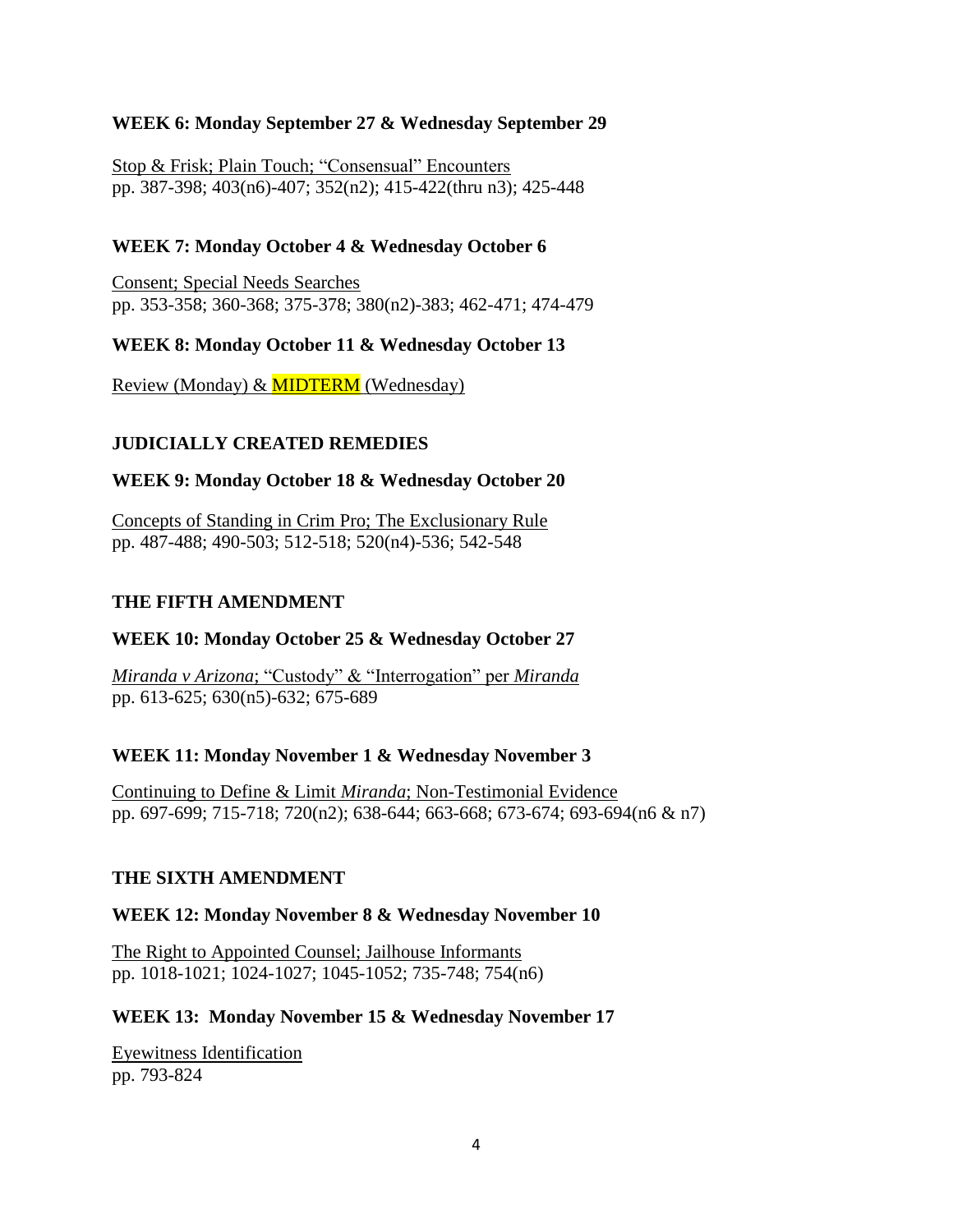**WEEK 6: Monday September 27 & Wednesday September 29**

<u>Stop & Frisk; Plain Touch; "Consensual" Encounters</u>
pp. 387-398; 403(n6)-407; 352(n2); 415-422(thru n3); 425-448

**WEEK 7: Monday October 4 & Wednesday October 6**

<u>Consent; Special Needs Searches</u>
pp. 353-358; 360-368; 375-378; 380(n2)-383; 462-471; 474-479

**WEEK 8: Monday October 11 & Wednesday October 13**

<u>Review (Monday) & MIDTERM (Wednesday)</u>

## JUDICIALLY CREATED REMEDIES

**WEEK 9: Monday October 18 & Wednesday October 20**

<u>Concepts of Standing in Crim Pro; The Exclusionary Rule</u>
pp. 487-488; 490-503; 512-518; 520(n4)-536; 542-548

## THE FIFTH AMENDMENT

**WEEK 10: Monday October 25 & Wednesday October 27**

<u>*Miranda v Arizona*; "Custody" & "Interrogation" per *Miranda*</u>
pp. 613-625; 630(n5)-632; 675-689

**WEEK 11: Monday November 1 & Wednesday November 3**

<u>Continuing to Define & Limit *Miranda*; Non-Testimonial Evidence</u>
pp. 697-699; 715-718; 720(n2); 638-644; 663-668; 673-674; 693-694(n6 & n7)

## THE SIXTH AMENDMENT

**WEEK 12: Monday November 8 & Wednesday November 10**

<u>The Right to Appointed Counsel; Jailhouse Informants</u>
pp. 1018-1021; 1024-1027; 1045-1052; 735-748; 754(n6)

**WEEK 13: Monday November 15 & Wednesday November 17**

<u>Eyewitness Identification</u>
pp. 793-824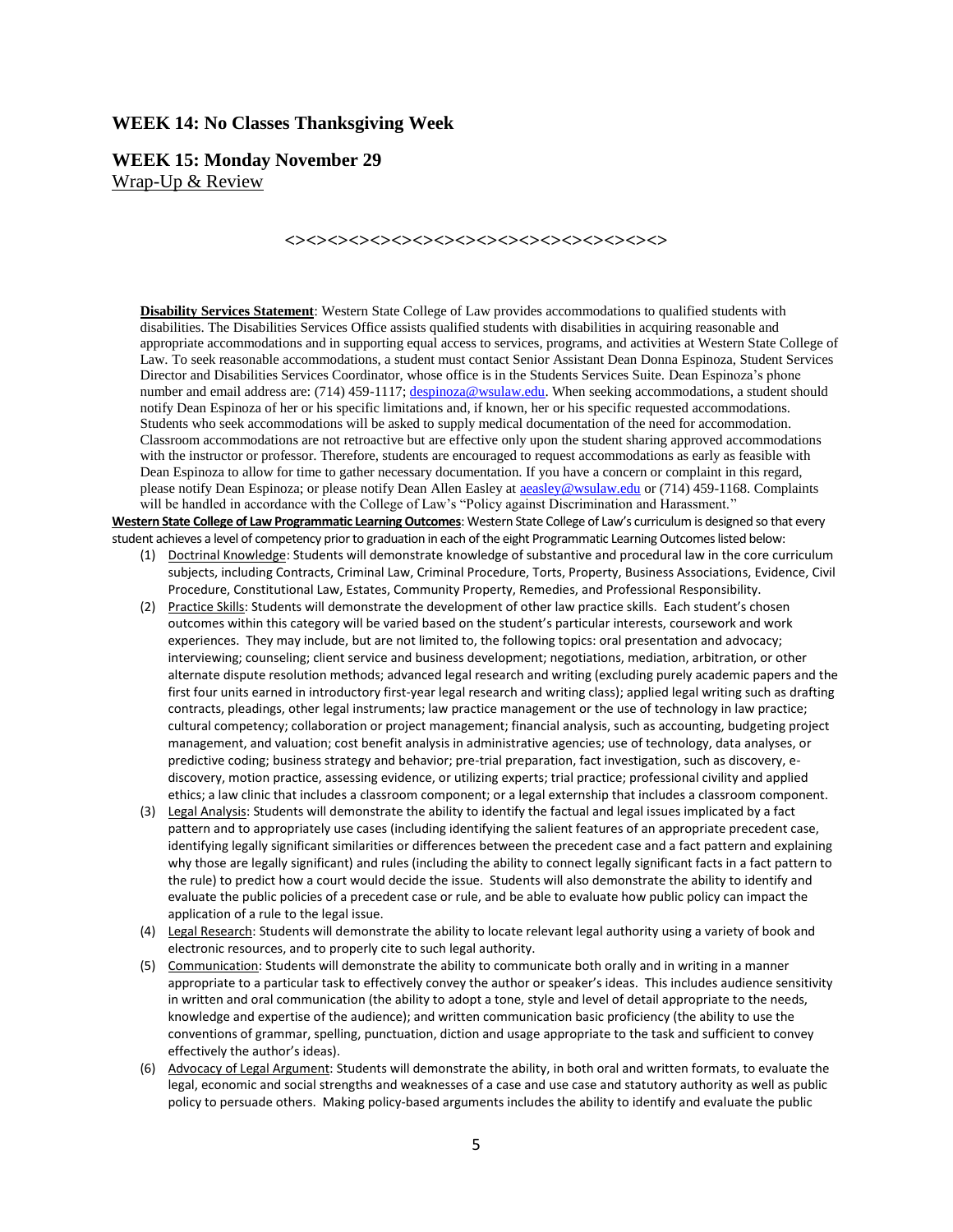## WEEK 14: No Classes Thanksgiving Week

## WEEK 15: Monday November 29

Wrap-Up & Review

<><><><><><><><><><><><><><><><><><><><><><><><><><><>

**Disability Services Statement**: Western State College of Law provides accommodations to qualified students with disabilities. The Disabilities Services Office assists qualified students with disabilities in acquiring reasonable and appropriate accommodations and in supporting equal access to services, programs, and activities at Western State College of Law. To seek reasonable accommodations, a student must contact Senior Assistant Dean Donna Espinoza, Student Services Director and Disabilities Services Coordinator, whose office is in the Students Services Suite. Dean Espinoza's phone number and email address are: (714) 459-1117; despinoza@wsulaw.edu. When seeking accommodations, a student should notify Dean Espinoza of her or his specific limitations and, if known, her or his specific requested accommodations. Students who seek accommodations will be asked to supply medical documentation of the need for accommodation. Classroom accommodations are not retroactive but are effective only upon the student sharing approved accommodations with the instructor or professor. Therefore, students are encouraged to request accommodations as early as feasible with Dean Espinoza to allow for time to gather necessary documentation. If you have a concern or complaint in this regard, please notify Dean Espinoza; or please notify Dean Allen Easley at aeasley@wsulaw.edu or (714) 459-1168. Complaints will be handled in accordance with the College of Law's "Policy against Discrimination and Harassment."

**Western State College of Law Programmatic Learning Outcomes**: Western State College of Law's curriculum is designed so that every student achieves a level of competency prior to graduation in each of the eight Programmatic Learning Outcomes listed below:

1. Doctrinal Knowledge: Students will demonstrate knowledge of substantive and procedural law in the core curriculum subjects, including Contracts, Criminal Law, Criminal Procedure, Torts, Property, Business Associations, Evidence, Civil Procedure, Constitutional Law, Estates, Community Property, Remedies, and Professional Responsibility.
2. Practice Skills: Students will demonstrate the development of other law practice skills. Each student's chosen outcomes within this category will be varied based on the student's particular interests, coursework and work experiences. They may include, but are not limited to, the following topics: oral presentation and advocacy; interviewing; counseling; client service and business development; negotiations, mediation, arbitration, or other alternate dispute resolution methods; advanced legal research and writing (excluding purely academic papers and the first four units earned in introductory first-year legal research and writing class); applied legal writing such as drafting contracts, pleadings, other legal instruments; law practice management or the use of technology in law practice; cultural competency; collaboration or project management; financial analysis, such as accounting, budgeting project management, and valuation; cost benefit analysis in administrative agencies; use of technology, data analyses, or predictive coding; business strategy and behavior; pre-trial preparation, fact investigation, such as discovery, e-discovery, motion practice, assessing evidence, or utilizing experts; trial practice; professional civility and applied ethics; a law clinic that includes a classroom component; or a legal externship that includes a classroom component.
3. Legal Analysis: Students will demonstrate the ability to identify the factual and legal issues implicated by a fact pattern and to appropriately use cases (including identifying the salient features of an appropriate precedent case, identifying legally significant similarities or differences between the precedent case and a fact pattern and explaining why those are legally significant) and rules (including the ability to connect legally significant facts in a fact pattern to the rule) to predict how a court would decide the issue. Students will also demonstrate the ability to identify and evaluate the public policies of a precedent case or rule, and be able to evaluate how public policy can impact the application of a rule to the legal issue.
4. Legal Research: Students will demonstrate the ability to locate relevant legal authority using a variety of book and electronic resources, and to properly cite to such legal authority.
5. Communication: Students will demonstrate the ability to communicate both orally and in writing in a manner appropriate to a particular task to effectively convey the author or speaker's ideas. This includes audience sensitivity in written and oral communication (the ability to adopt a tone, style and level of detail appropriate to the needs, knowledge and expertise of the audience); and written communication basic proficiency (the ability to use the conventions of grammar, spelling, punctuation, diction and usage appropriate to the task and sufficient to convey effectively the author's ideas).
6. Advocacy of Legal Argument: Students will demonstrate the ability, in both oral and written formats, to evaluate the legal, economic and social strengths and weaknesses of a case and use case and statutory authority as well as public policy to persuade others. Making policy-based arguments includes the ability to identify and evaluate the public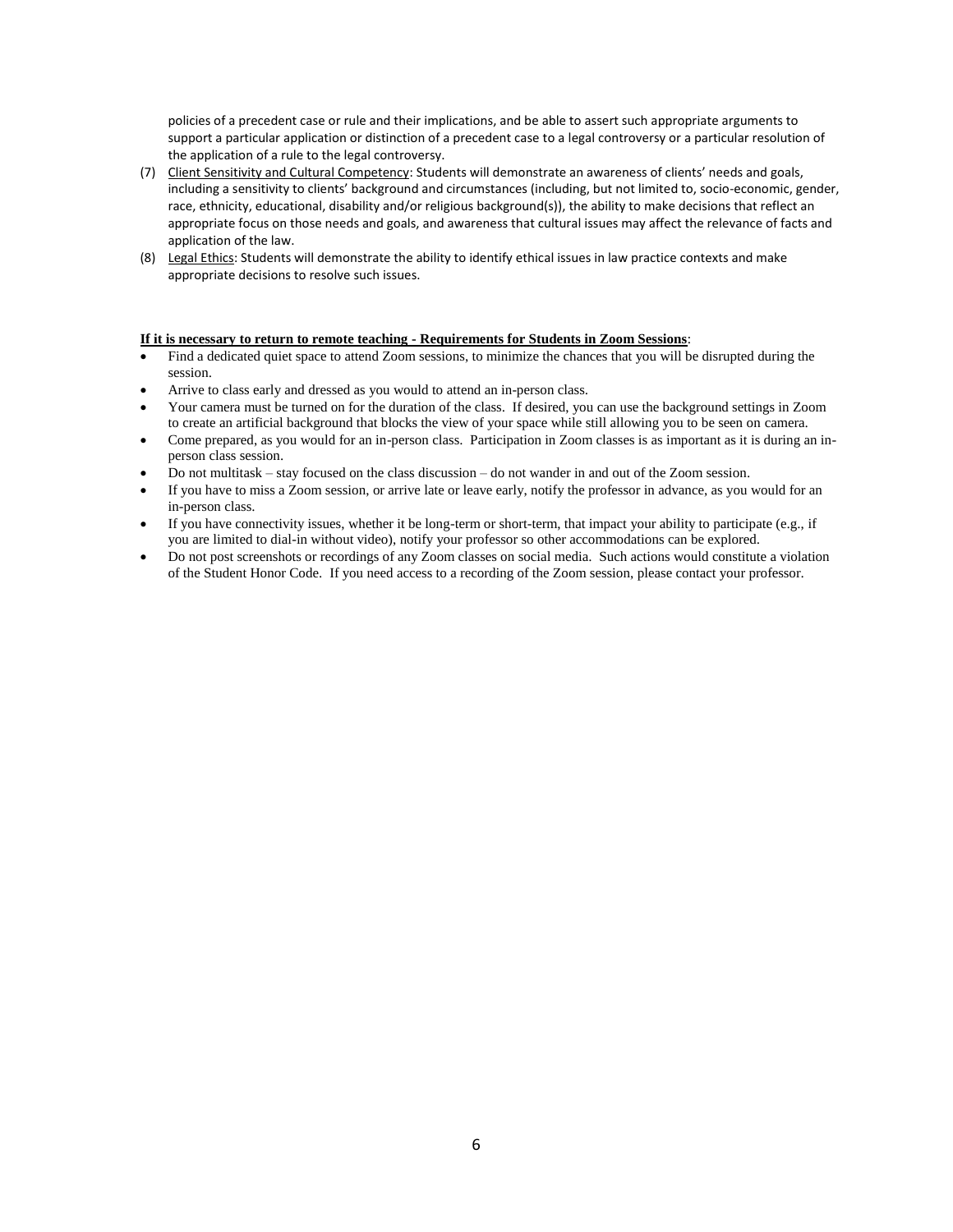policies of a precedent case or rule and their implications, and be able to assert such appropriate arguments to support a particular application or distinction of a precedent case to a legal controversy or a particular resolution of the application of a rule to the legal controversy.

(7) Client Sensitivity and Cultural Competency: Students will demonstrate an awareness of clients' needs and goals, including a sensitivity to clients' background and circumstances (including, but not limited to, socio-economic, gender, race, ethnicity, educational, disability and/or religious background(s)), the ability to make decisions that reflect an appropriate focus on those needs and goals, and awareness that cultural issues may affect the relevance of facts and application of the law.

(8) Legal Ethics: Students will demonstrate the ability to identify ethical issues in law practice contexts and make appropriate decisions to resolve such issues.

**If it is necessary to return to remote teaching - Requirements for Students in Zoom Sessions**:

- Find a dedicated quiet space to attend Zoom sessions, to minimize the chances that you will be disrupted during the session.
- Arrive to class early and dressed as you would to attend an in-person class.
- Your camera must be turned on for the duration of the class. If desired, you can use the background settings in Zoom to create an artificial background that blocks the view of your space while still allowing you to be seen on camera.
- Come prepared, as you would for an in-person class. Participation in Zoom classes is as important as it is during an in-person class session.
- Do not multitask – stay focused on the class discussion – do not wander in and out of the Zoom session.
- If you have to miss a Zoom session, or arrive late or leave early, notify the professor in advance, as you would for an in-person class.
- If you have connectivity issues, whether it be long-term or short-term, that impact your ability to participate (e.g., if you are limited to dial-in without video), notify your professor so other accommodations can be explored.
- Do not post screenshots or recordings of any Zoom classes on social media. Such actions would constitute a violation of the Student Honor Code. If you need access to a recording of the Zoom session, please contact your professor.